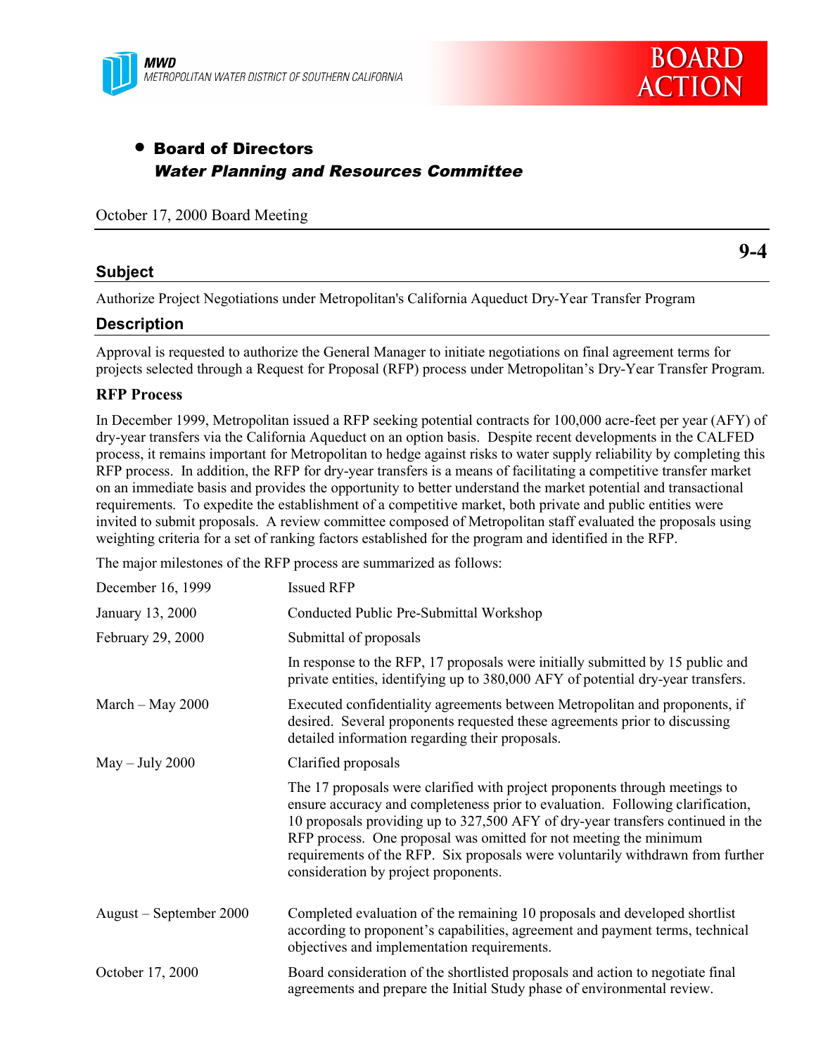MWD
METROPOLITAN WATER DISTRICT OF SOUTHERN CALIFORNIA

BOARD ACTION

- **Board of Directors**
  ***Water Planning and Resources Committee***

October 17, 2000 Board Meeting

**9-4**

## Subject

Authorize Project Negotiations under Metropolitan's California Aqueduct Dry-Year Transfer Program

## Description

Approval is requested to authorize the General Manager to initiate negotiations on final agreement terms for projects selected through a Request for Proposal (RFP) process under Metropolitan's Dry-Year Transfer Program.

### RFP Process

In December 1999, Metropolitan issued a RFP seeking potential contracts for 100,000 acre-feet per year (AFY) of dry-year transfers via the California Aqueduct on an option basis. Despite recent developments in the CALFED process, it remains important for Metropolitan to hedge against risks to water supply reliability by completing this RFP process. In addition, the RFP for dry-year transfers is a means of facilitating a competitive transfer market on an immediate basis and provides the opportunity to better understand the market potential and transactional requirements. To expedite the establishment of a competitive market, both private and public entities were invited to submit proposals. A review committee composed of Metropolitan staff evaluated the proposals using weighting criteria for a set of ranking factors established for the program and identified in the RFP.

The major milestones of the RFP process are summarized as follows:

| | |
|---|---|
| December 16, 1999 | Issued RFP |
| January 13, 2000 | Conducted Public Pre-Submittal Workshop |
| February 29, 2000 | Submittal of proposals<br><br>In response to the RFP, 17 proposals were initially submitted by 15 public and private entities, identifying up to 380,000 AFY of potential dry-year transfers. |
| March – May 2000 | Executed confidentiality agreements between Metropolitan and proponents, if desired. Several proponents requested these agreements prior to discussing detailed information regarding their proposals. |
| May – July 2000 | Clarified proposals<br><br>The 17 proposals were clarified with project proponents through meetings to ensure accuracy and completeness prior to evaluation. Following clarification, 10 proposals providing up to 327,500 AFY of dry-year transfers continued in the RFP process. One proposal was omitted for not meeting the minimum requirements of the RFP. Six proposals were voluntarily withdrawn from further consideration by project proponents. |
| August – September 2000 | Completed evaluation of the remaining 10 proposals and developed shortlist according to proponent's capabilities, agreement and payment terms, technical objectives and implementation requirements. |
| October 17, 2000 | Board consideration of the shortlisted proposals and action to negotiate final agreements and prepare the Initial Study phase of environmental review. |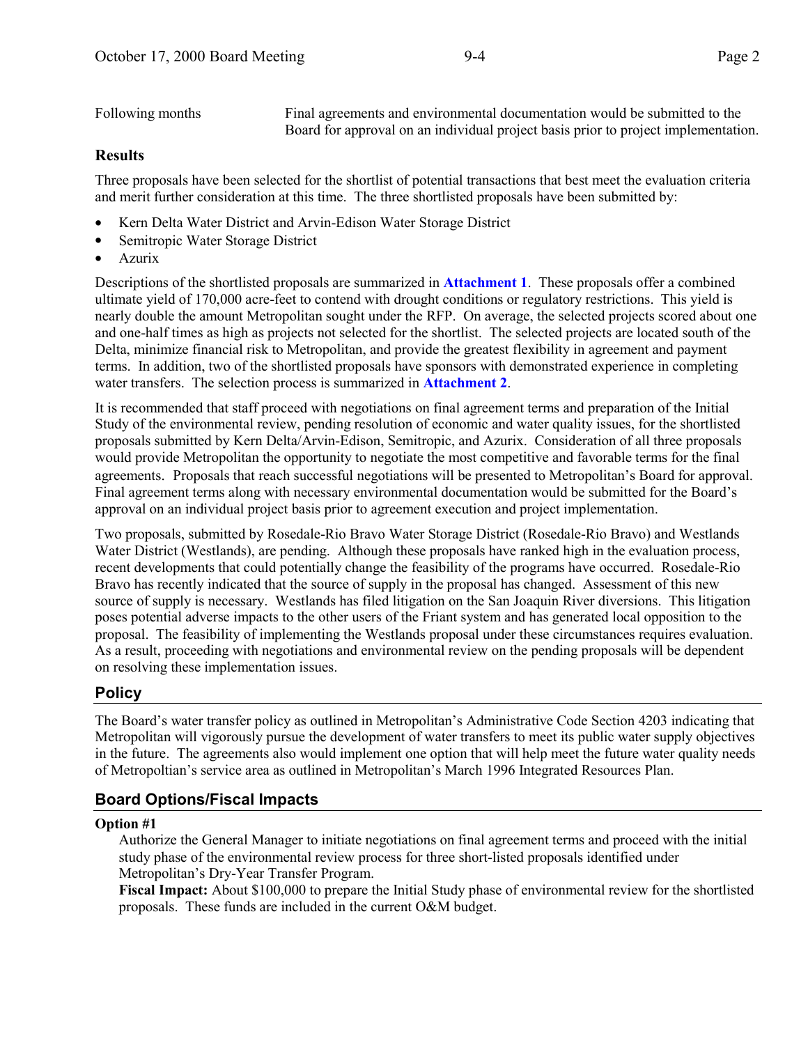| | |
|---|---|
| Following months | Final agreements and environmental documentation would be submitted to the Board for approval on an individual project basis prior to project implementation. |

## Results

Three proposals have been selected for the shortlist of potential transactions that best meet the evaluation criteria and merit further consideration at this time. The three shortlisted proposals have been submitted by:

- Kern Delta Water District and Arvin-Edison Water Storage District
- Semitropic Water Storage District
- Azurix

Descriptions of the shortlisted proposals are summarized in **Attachment 1**. These proposals offer a combined ultimate yield of 170,000 acre-feet to contend with drought conditions or regulatory restrictions. This yield is nearly double the amount Metropolitan sought under the RFP. On average, the selected projects scored about one and one-half times as high as projects not selected for the shortlist. The selected projects are located south of the Delta, minimize financial risk to Metropolitan, and provide the greatest flexibility in agreement and payment terms. In addition, two of the shortlisted proposals have sponsors with demonstrated experience in completing water transfers. The selection process is summarized in **Attachment 2**.

It is recommended that staff proceed with negotiations on final agreement terms and preparation of the Initial Study of the environmental review, pending resolution of economic and water quality issues, for the shortlisted proposals submitted by Kern Delta/Arvin-Edison, Semitropic, and Azurix. Consideration of all three proposals would provide Metropolitan the opportunity to negotiate the most competitive and favorable terms for the final agreements. Proposals that reach successful negotiations will be presented to Metropolitan's Board for approval. Final agreement terms along with necessary environmental documentation would be submitted for the Board's approval on an individual project basis prior to agreement execution and project implementation.

Two proposals, submitted by Rosedale-Rio Bravo Water Storage District (Rosedale-Rio Bravo) and Westlands Water District (Westlands), are pending. Although these proposals have ranked high in the evaluation process, recent developments that could potentially change the feasibility of the programs have occurred. Rosedale-Rio Bravo has recently indicated that the source of supply in the proposal has changed. Assessment of this new source of supply is necessary. Westlands has filed litigation on the San Joaquin River diversions. This litigation poses potential adverse impacts to the other users of the Friant system and has generated local opposition to the proposal. The feasibility of implementing the Westlands proposal under these circumstances requires evaluation. As a result, proceeding with negotiations and environmental review on the pending proposals will be dependent on resolving these implementation issues.

## Policy

The Board's water transfer policy as outlined in Metropolitan's Administrative Code Section 4203 indicating that Metropolitan will vigorously pursue the development of water transfers to meet its public water supply objectives in the future. The agreements also would implement one option that will help meet the future water quality needs of Metropoltian's service area as outlined in Metropolitan's March 1996 Integrated Resources Plan.

## Board Options/Fiscal Impacts

**Option #1**

Authorize the General Manager to initiate negotiations on final agreement terms and proceed with the initial study phase of the environmental review process for three short-listed proposals identified under Metropolitan's Dry-Year Transfer Program.

**Fiscal Impact:** About $100,000 to prepare the Initial Study phase of environmental review for the shortlisted proposals. These funds are included in the current O&M budget.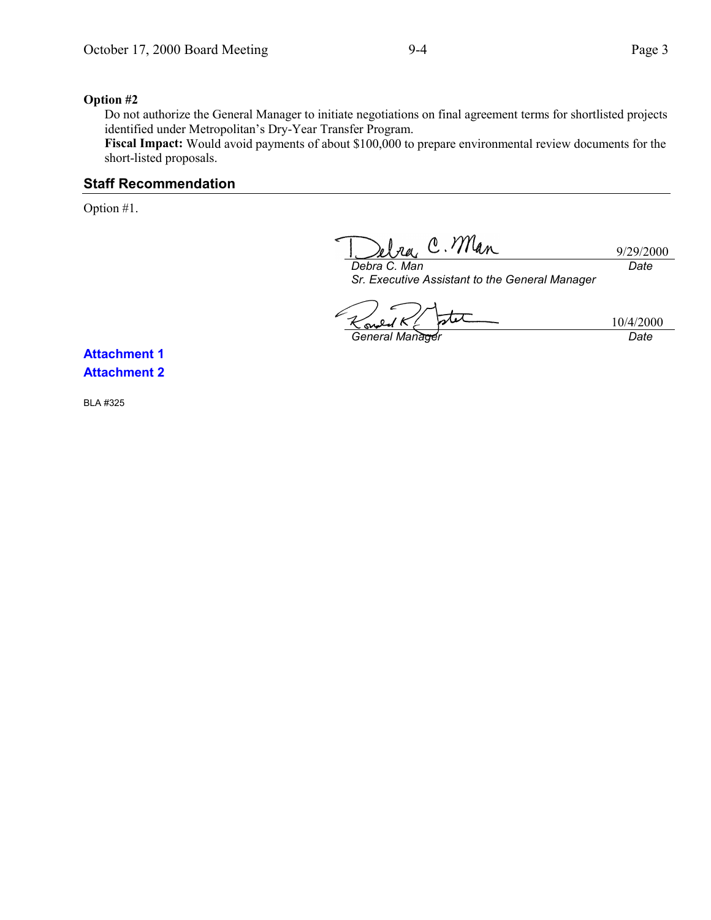**Option #2**

Do not authorize the General Manager to initiate negotiations on final agreement terms for shortlisted projects identified under Metropolitan's Dry-Year Transfer Program.

**Fiscal Impact:** Would avoid payments of about $100,000 to prepare environmental review documents for the short-listed proposals.

## Staff Recommendation

Option #1.

Debra C. Man — 9/29/2000

*Debra C. Man* — *Date*

*Sr. Executive Assistant to the General Manager*

Ronald R. Gastelum — 10/4/2000

*General Manager* — *Date*

**Attachment 1**

**Attachment 2**

BLA #325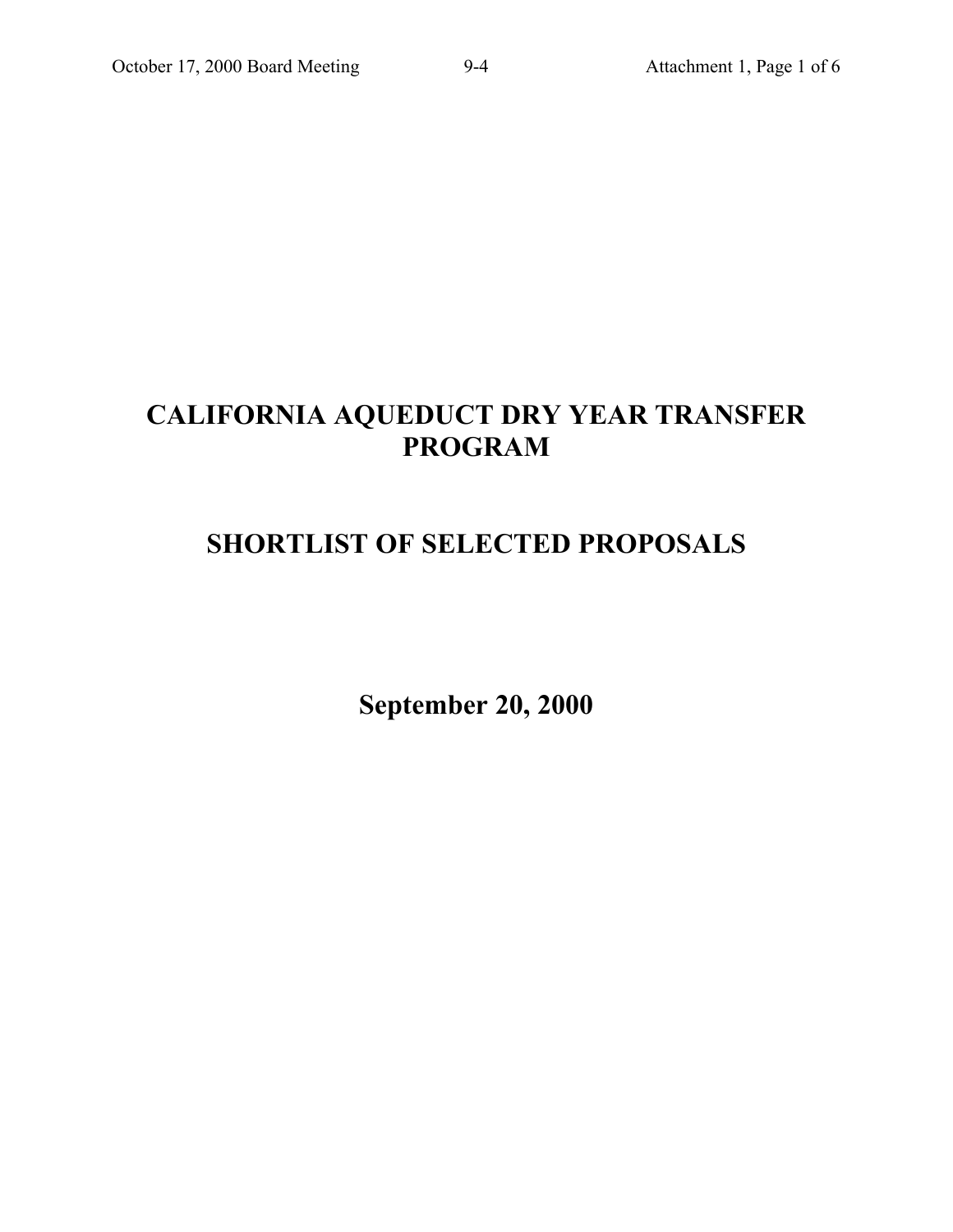# CALIFORNIA AQUEDUCT DRY YEAR TRANSFER PROGRAM

# SHORTLIST OF SELECTED PROPOSALS

## September 20, 2000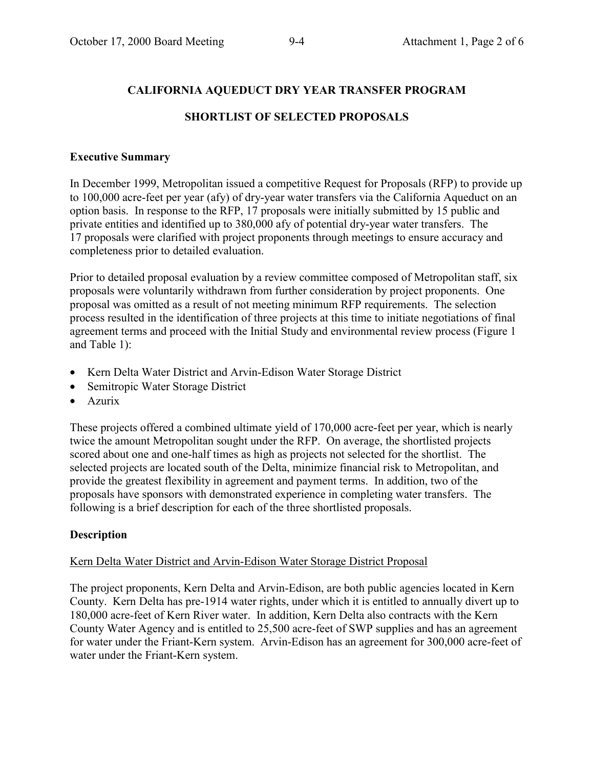# CALIFORNIA AQUEDUCT DRY YEAR TRANSFER PROGRAM

## SHORTLIST OF SELECTED PROPOSALS

### Executive Summary

In December 1999, Metropolitan issued a competitive Request for Proposals (RFP) to provide up to 100,000 acre-feet per year (afy) of dry-year water transfers via the California Aqueduct on an option basis. In response to the RFP, 17 proposals were initially submitted by 15 public and private entities and identified up to 380,000 afy of potential dry-year water transfers. The 17 proposals were clarified with project proponents through meetings to ensure accuracy and completeness prior to detailed evaluation.

Prior to detailed proposal evaluation by a review committee composed of Metropolitan staff, six proposals were voluntarily withdrawn from further consideration by project proponents. One proposal was omitted as a result of not meeting minimum RFP requirements. The selection process resulted in the identification of three projects at this time to initiate negotiations of final agreement terms and proceed with the Initial Study and environmental review process (Figure 1 and Table 1):

- Kern Delta Water District and Arvin-Edison Water Storage District
- Semitropic Water Storage District
- Azurix

These projects offered a combined ultimate yield of 170,000 acre-feet per year, which is nearly twice the amount Metropolitan sought under the RFP. On average, the shortlisted projects scored about one and one-half times as high as projects not selected for the shortlist. The selected projects are located south of the Delta, minimize financial risk to Metropolitan, and provide the greatest flexibility in agreement and payment terms. In addition, two of the proposals have sponsors with demonstrated experience in completing water transfers. The following is a brief description for each of the three shortlisted proposals.

### Description

Kern Delta Water District and Arvin-Edison Water Storage District Proposal

The project proponents, Kern Delta and Arvin-Edison, are both public agencies located in Kern County. Kern Delta has pre-1914 water rights, under which it is entitled to annually divert up to 180,000 acre-feet of Kern River water. In addition, Kern Delta also contracts with the Kern County Water Agency and is entitled to 25,500 acre-feet of SWP supplies and has an agreement for water under the Friant-Kern system. Arvin-Edison has an agreement for 300,000 acre-feet of water under the Friant-Kern system.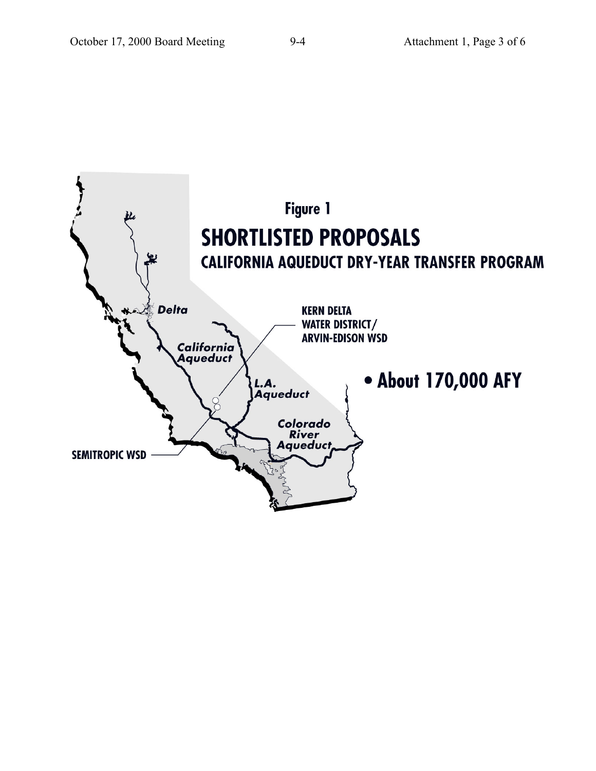# Figure 1

## SHORTLISTED PROPOSALS

### CALIFORNIA AQUEDUCT DRY-YEAR TRANSFER PROGRAM

Delta

California Aqueduct

KERN DELTA WATER DISTRICT/ ARVIN-EDISON WSD

L.A. Aqueduct

Colorado River Aqueduct

SEMITROPIC WSD

- **About 170,000 AFY**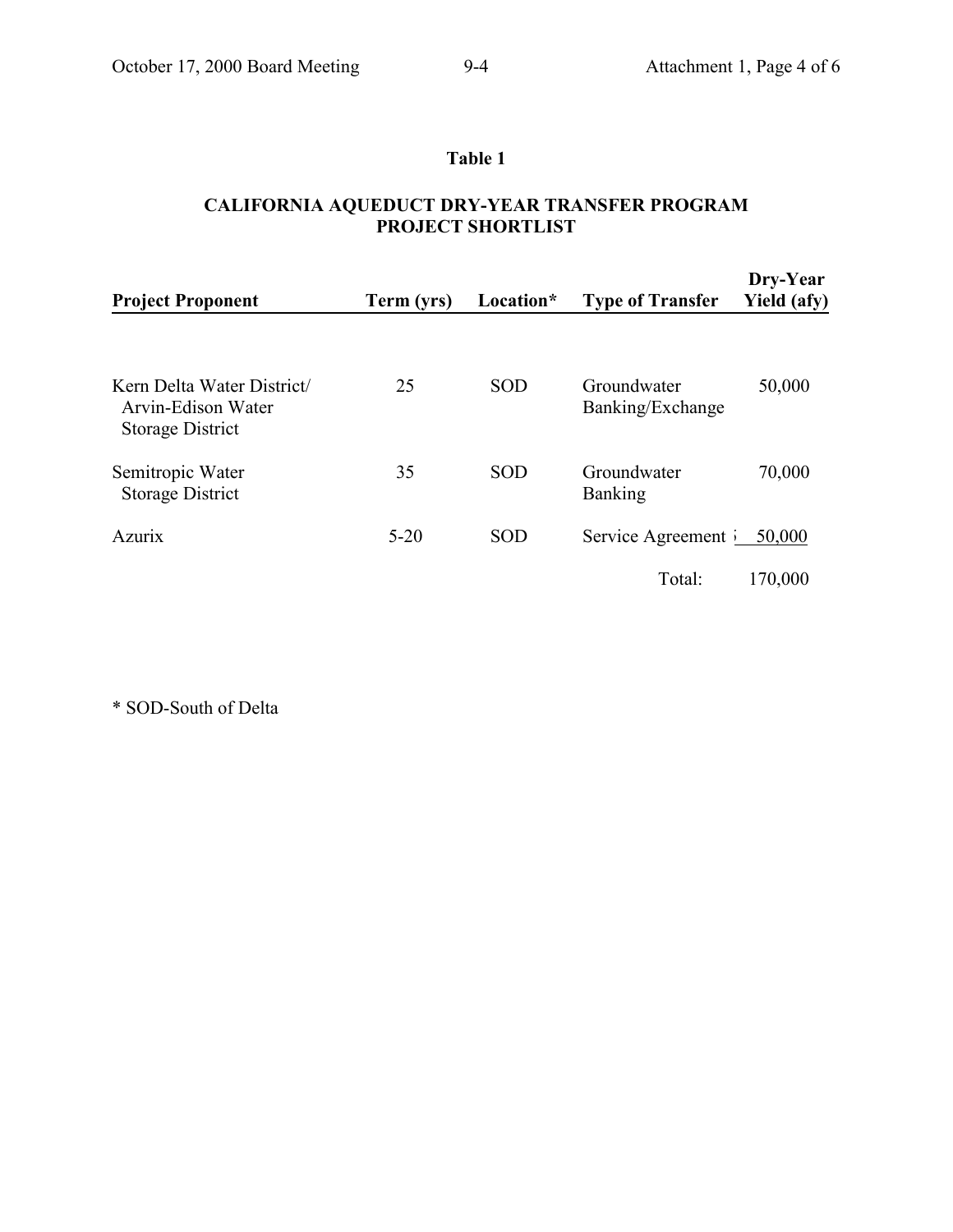**Table 1**

**CALIFORNIA AQUEDUCT DRY-YEAR TRANSFER PROGRAM**
**PROJECT SHORTLIST**

| Project Proponent | Term (yrs) | Location* | Type of Transfer | Dry-Year Yield (afy) |
|---|---|---|---|---|
| Kern Delta Water District/ Arvin-Edison Water Storage District | 25 | SOD | Groundwater Banking/Exchange | 50,000 |
| Semitropic Water Storage District | 35 | SOD | Groundwater Banking | 70,000 |
| Azurix | 5-20 | SOD | Service Agreement | 50,000 |
| | | | Total: | 170,000 |

\* SOD-South of Delta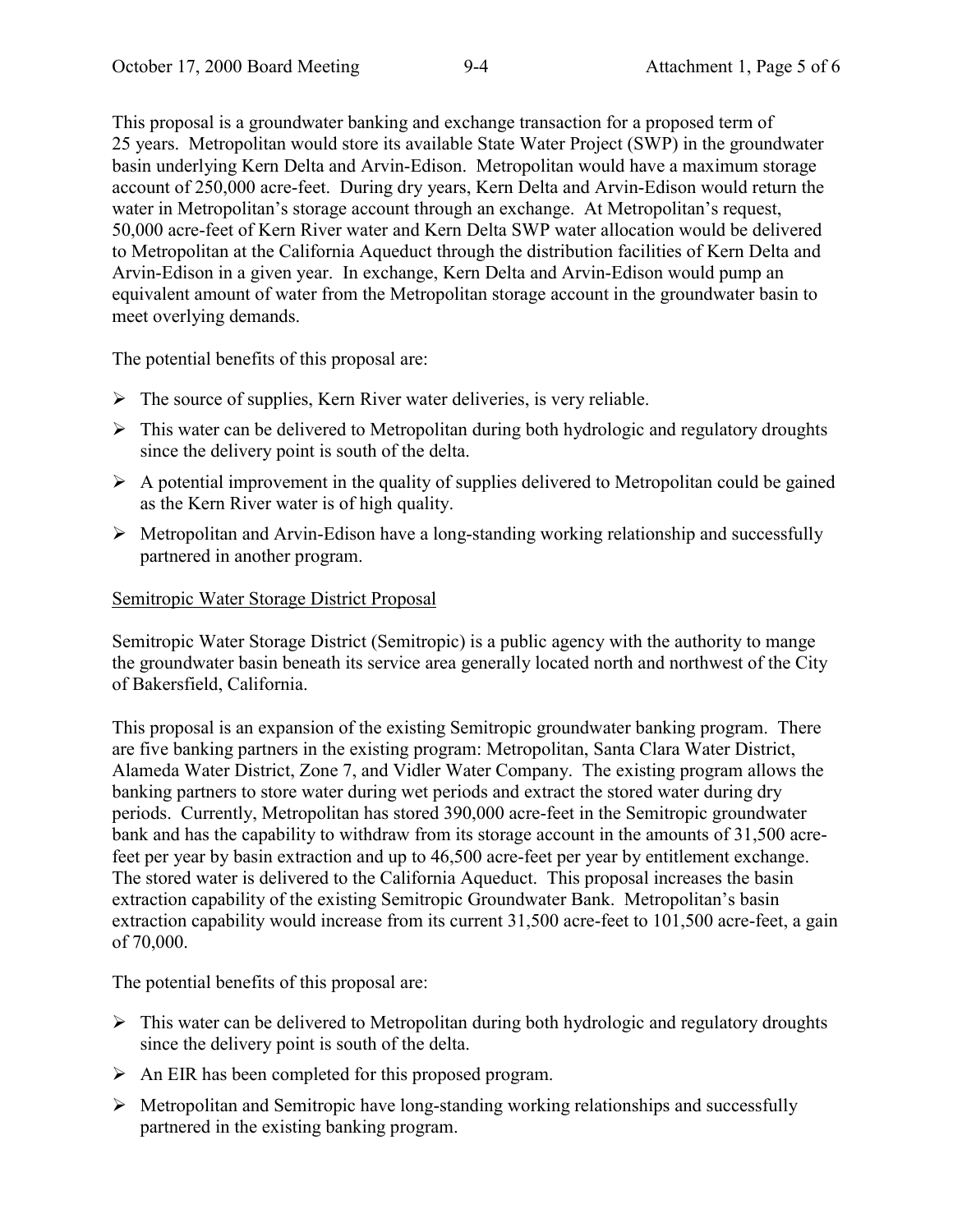This proposal is a groundwater banking and exchange transaction for a proposed term of 25 years. Metropolitan would store its available State Water Project (SWP) in the groundwater basin underlying Kern Delta and Arvin-Edison. Metropolitan would have a maximum storage account of 250,000 acre-feet. During dry years, Kern Delta and Arvin-Edison would return the water in Metropolitan's storage account through an exchange. At Metropolitan's request, 50,000 acre-feet of Kern River water and Kern Delta SWP water allocation would be delivered to Metropolitan at the California Aqueduct through the distribution facilities of Kern Delta and Arvin-Edison in a given year. In exchange, Kern Delta and Arvin-Edison would pump an equivalent amount of water from the Metropolitan storage account in the groundwater basin to meet overlying demands.

The potential benefits of this proposal are:

- The source of supplies, Kern River water deliveries, is very reliable.
- This water can be delivered to Metropolitan during both hydrologic and regulatory droughts since the delivery point is south of the delta.
- A potential improvement in the quality of supplies delivered to Metropolitan could be gained as the Kern River water is of high quality.
- Metropolitan and Arvin-Edison have a long-standing working relationship and successfully partnered in another program.

Semitropic Water Storage District Proposal

Semitropic Water Storage District (Semitropic) is a public agency with the authority to mange the groundwater basin beneath its service area generally located north and northwest of the City of Bakersfield, California.

This proposal is an expansion of the existing Semitropic groundwater banking program. There are five banking partners in the existing program: Metropolitan, Santa Clara Water District, Alameda Water District, Zone 7, and Vidler Water Company. The existing program allows the banking partners to store water during wet periods and extract the stored water during dry periods. Currently, Metropolitan has stored 390,000 acre-feet in the Semitropic groundwater bank and has the capability to withdraw from its storage account in the amounts of 31,500 acre-feet per year by basin extraction and up to 46,500 acre-feet per year by entitlement exchange. The stored water is delivered to the California Aqueduct. This proposal increases the basin extraction capability of the existing Semitropic Groundwater Bank. Metropolitan's basin extraction capability would increase from its current 31,500 acre-feet to 101,500 acre-feet, a gain of 70,000.

The potential benefits of this proposal are:

- This water can be delivered to Metropolitan during both hydrologic and regulatory droughts since the delivery point is south of the delta.
- An EIR has been completed for this proposed program.
- Metropolitan and Semitropic have long-standing working relationships and successfully partnered in the existing banking program.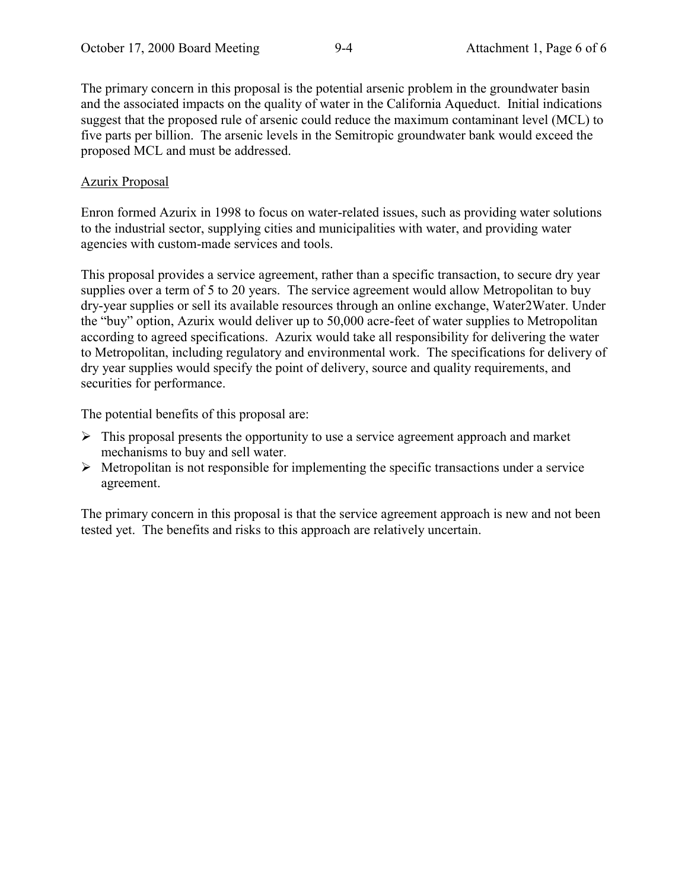The primary concern in this proposal is the potential arsenic problem in the groundwater basin and the associated impacts on the quality of water in the California Aqueduct. Initial indications suggest that the proposed rule of arsenic could reduce the maximum contaminant level (MCL) to five parts per billion. The arsenic levels in the Semitropic groundwater bank would exceed the proposed MCL and must be addressed.

<u>Azurix Proposal</u>

Enron formed Azurix in 1998 to focus on water-related issues, such as providing water solutions to the industrial sector, supplying cities and municipalities with water, and providing water agencies with custom-made services and tools.

This proposal provides a service agreement, rather than a specific transaction, to secure dry year supplies over a term of 5 to 20 years. The service agreement would allow Metropolitan to buy dry-year supplies or sell its available resources through an online exchange, Water2Water. Under the "buy" option, Azurix would deliver up to 50,000 acre-feet of water supplies to Metropolitan according to agreed specifications. Azurix would take all responsibility for delivering the water to Metropolitan, including regulatory and environmental work. The specifications for delivery of dry year supplies would specify the point of delivery, source and quality requirements, and securities for performance.

The potential benefits of this proposal are:

- This proposal presents the opportunity to use a service agreement approach and market mechanisms to buy and sell water.
- Metropolitan is not responsible for implementing the specific transactions under a service agreement.

The primary concern in this proposal is that the service agreement approach is new and not been tested yet. The benefits and risks to this approach are relatively uncertain.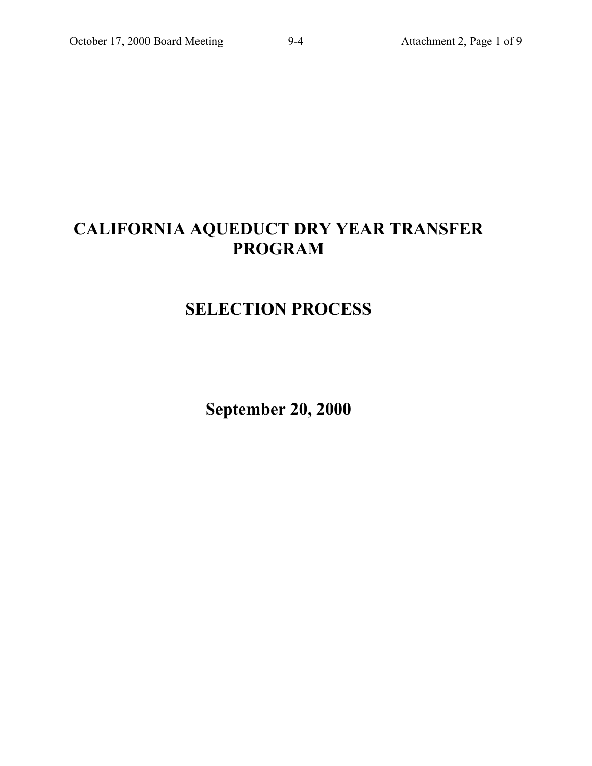# CALIFORNIA AQUEDUCT DRY YEAR TRANSFER PROGRAM

## SELECTION PROCESS

**September 20, 2000**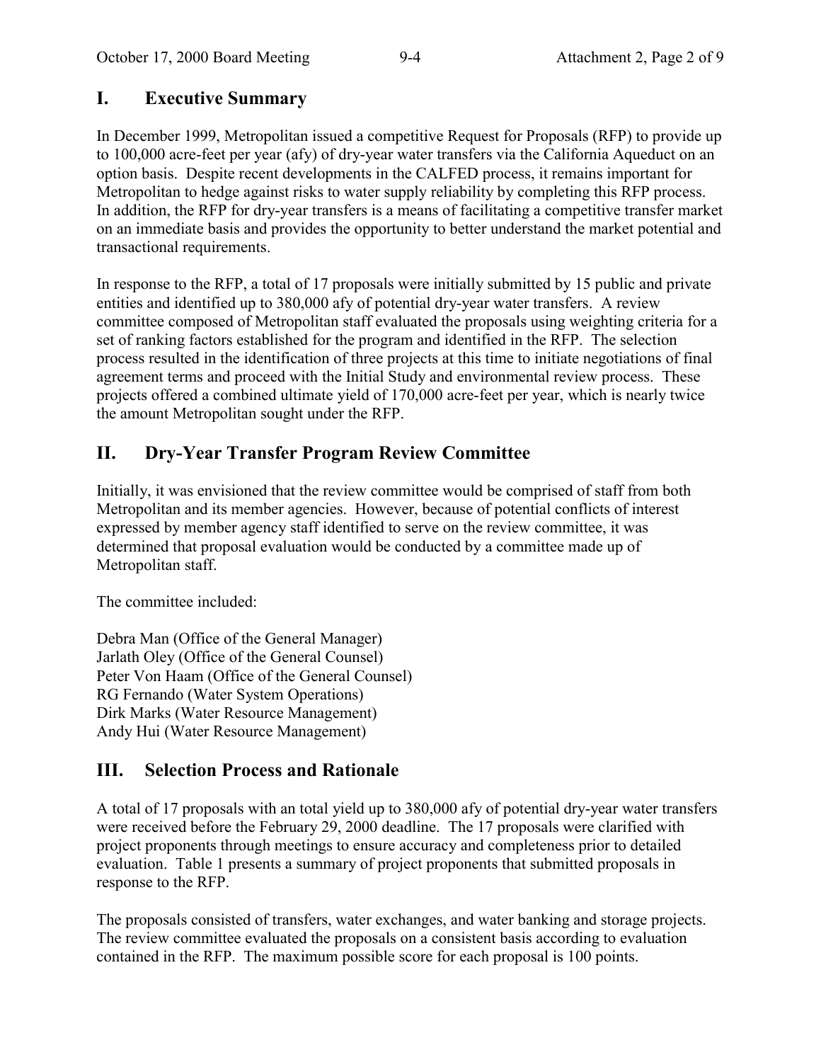## I. Executive Summary

In December 1999, Metropolitan issued a competitive Request for Proposals (RFP) to provide up to 100,000 acre-feet per year (afy) of dry-year water transfers via the California Aqueduct on an option basis. Despite recent developments in the CALFED process, it remains important for Metropolitan to hedge against risks to water supply reliability by completing this RFP process. In addition, the RFP for dry-year transfers is a means of facilitating a competitive transfer market on an immediate basis and provides the opportunity to better understand the market potential and transactional requirements.

In response to the RFP, a total of 17 proposals were initially submitted by 15 public and private entities and identified up to 380,000 afy of potential dry-year water transfers. A review committee composed of Metropolitan staff evaluated the proposals using weighting criteria for a set of ranking factors established for the program and identified in the RFP. The selection process resulted in the identification of three projects at this time to initiate negotiations of final agreement terms and proceed with the Initial Study and environmental review process. These projects offered a combined ultimate yield of 170,000 acre-feet per year, which is nearly twice the amount Metropolitan sought under the RFP.

## II. Dry-Year Transfer Program Review Committee

Initially, it was envisioned that the review committee would be comprised of staff from both Metropolitan and its member agencies. However, because of potential conflicts of interest expressed by member agency staff identified to serve on the review committee, it was determined that proposal evaluation would be conducted by a committee made up of Metropolitan staff.

The committee included:

Debra Man (Office of the General Manager)
Jarlath Oley (Office of the General Counsel)
Peter Von Haam (Office of the General Counsel)
RG Fernando (Water System Operations)
Dirk Marks (Water Resource Management)
Andy Hui (Water Resource Management)

## III. Selection Process and Rationale

A total of 17 proposals with an total yield up to 380,000 afy of potential dry-year water transfers were received before the February 29, 2000 deadline. The 17 proposals were clarified with project proponents through meetings to ensure accuracy and completeness prior to detailed evaluation. Table 1 presents a summary of project proponents that submitted proposals in response to the RFP.

The proposals consisted of transfers, water exchanges, and water banking and storage projects. The review committee evaluated the proposals on a consistent basis according to evaluation contained in the RFP. The maximum possible score for each proposal is 100 points.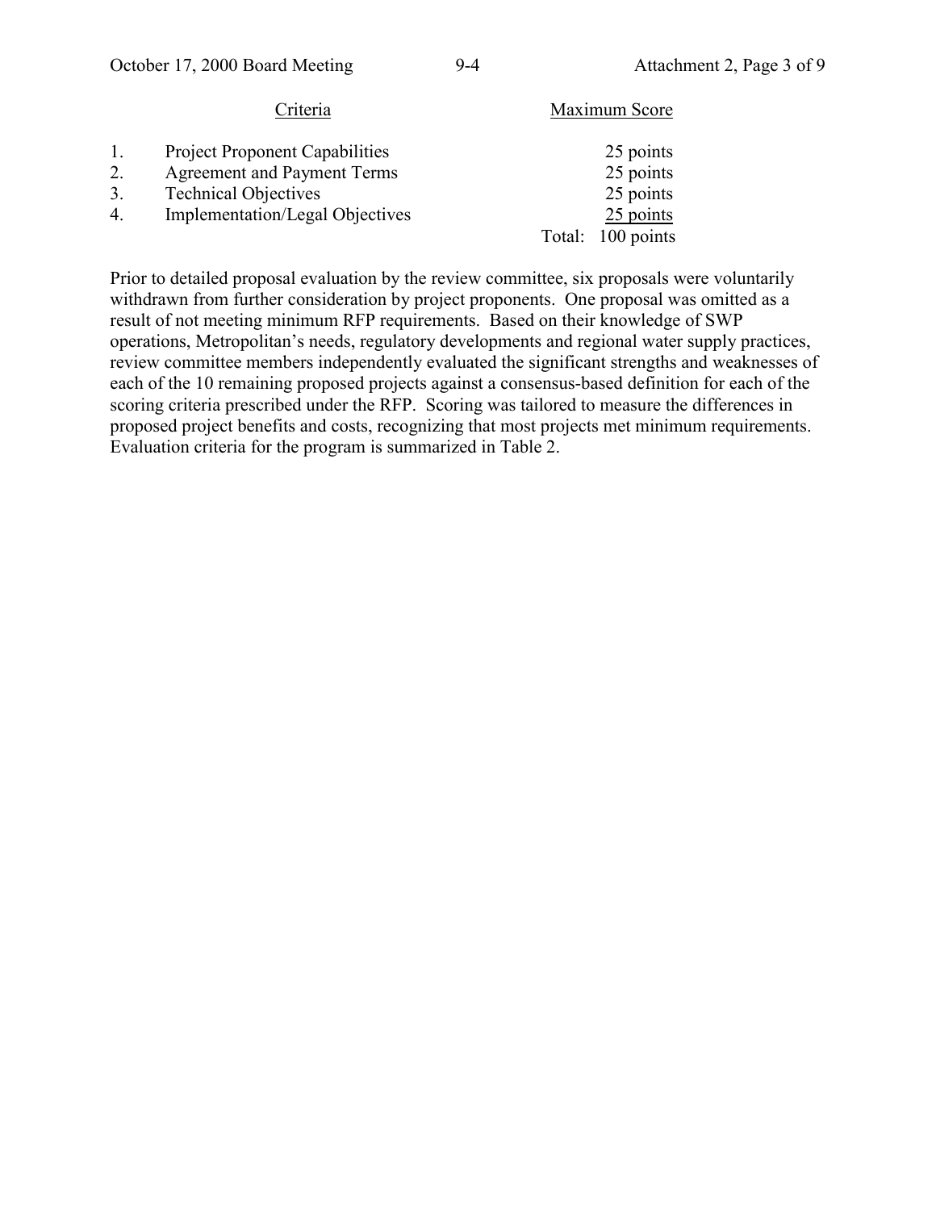| | Criteria | Maximum Score |
|---|---|---|
| 1. | Project Proponent Capabilities | 25 points |
| 2. | Agreement and Payment Terms | 25 points |
| 3. | Technical Objectives | 25 points |
| 4. | Implementation/Legal Objectives | 25 points |
| | | Total: 100 points |

Prior to detailed proposal evaluation by the review committee, six proposals were voluntarily withdrawn from further consideration by project proponents. One proposal was omitted as a result of not meeting minimum RFP requirements. Based on their knowledge of SWP operations, Metropolitan's needs, regulatory developments and regional water supply practices, review committee members independently evaluated the significant strengths and weaknesses of each of the 10 remaining proposed projects against a consensus-based definition for each of the scoring criteria prescribed under the RFP. Scoring was tailored to measure the differences in proposed project benefits and costs, recognizing that most projects met minimum requirements. Evaluation criteria for the program is summarized in Table 2.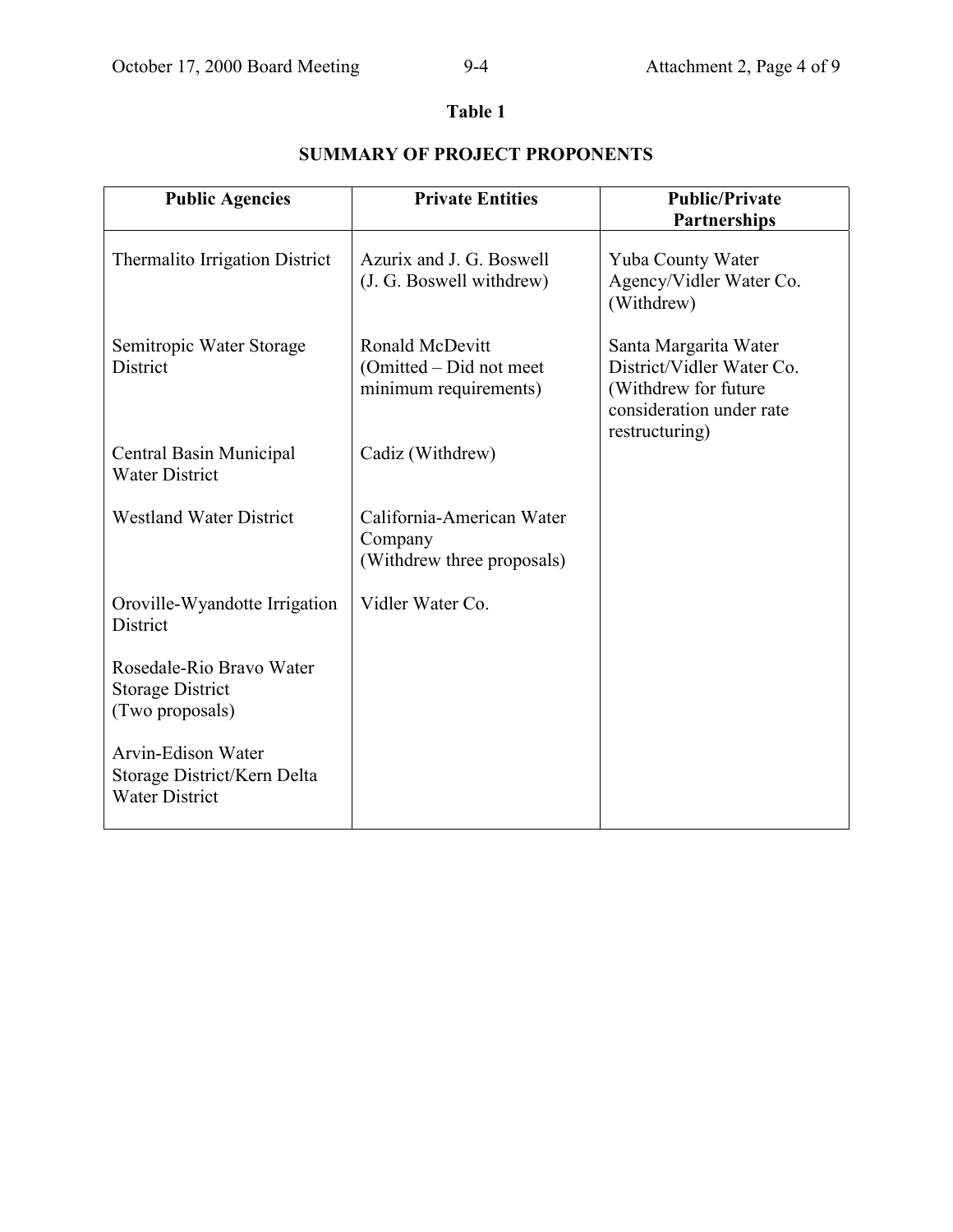**Table 1**

**SUMMARY OF PROJECT PROPONENTS**

| Public Agencies | Private Entities | Public/Private Partnerships |
|---|---|---|
| Thermalito Irrigation District | Azurix and J. G. Boswell (J. G. Boswell withdrew) | Yuba County Water Agency/Vidler Water Co. (Withdrew) |
| Semitropic Water Storage District | Ronald McDevitt (Omitted – Did not meet minimum requirements) | Santa Margarita Water District/Vidler Water Co. (Withdrew for future consideration under rate restructuring) |
| Central Basin Municipal Water District | Cadiz (Withdrew) | |
| Westland Water District | California-American Water Company (Withdrew three proposals) | |
| Oroville-Wyandotte Irrigation District | Vidler Water Co. | |
| Rosedale-Rio Bravo Water Storage District (Two proposals) | | |
| Arvin-Edison Water Storage District/Kern Delta Water District | | |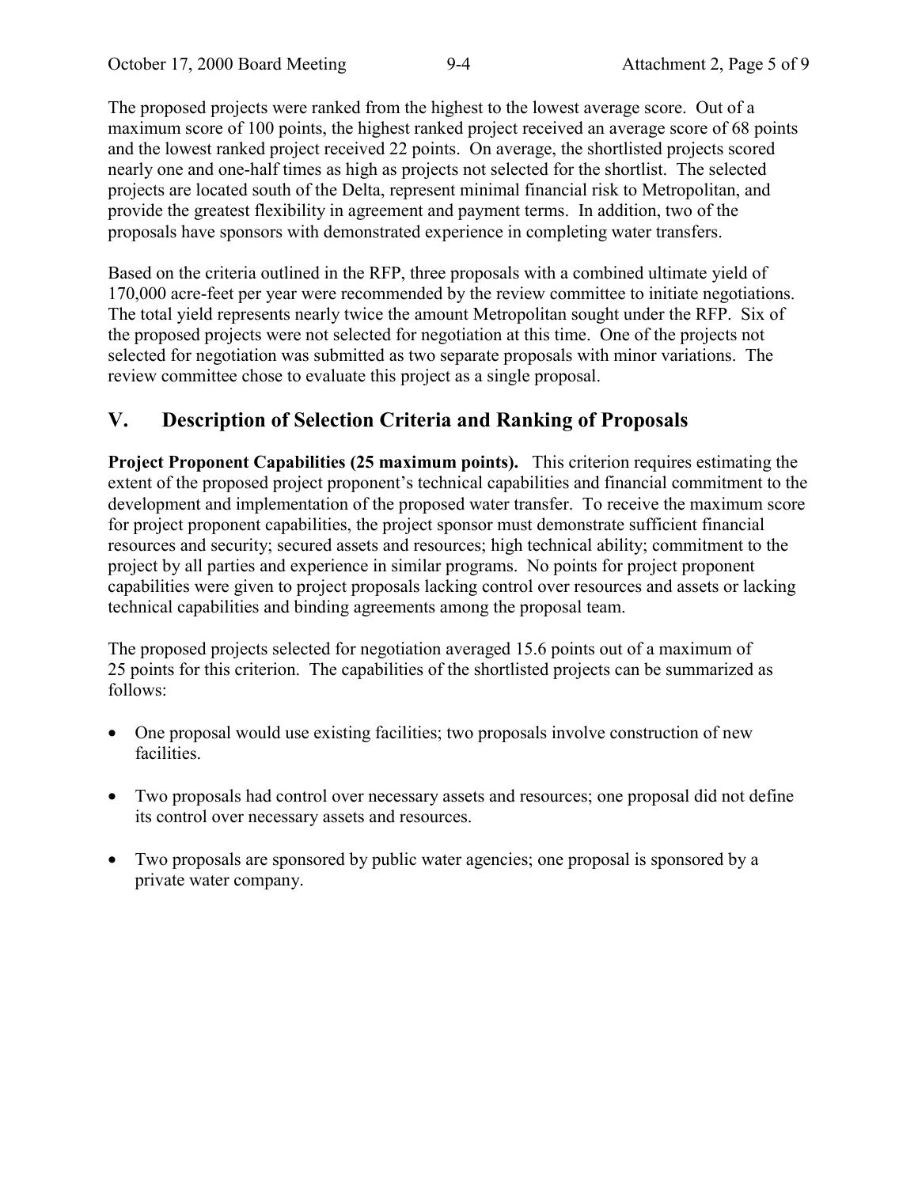The proposed projects were ranked from the highest to the lowest average score. Out of a maximum score of 100 points, the highest ranked project received an average score of 68 points and the lowest ranked project received 22 points. On average, the shortlisted projects scored nearly one and one-half times as high as projects not selected for the shortlist. The selected projects are located south of the Delta, represent minimal financial risk to Metropolitan, and provide the greatest flexibility in agreement and payment terms. In addition, two of the proposals have sponsors with demonstrated experience in completing water transfers.

Based on the criteria outlined in the RFP, three proposals with a combined ultimate yield of 170,000 acre-feet per year were recommended by the review committee to initiate negotiations. The total yield represents nearly twice the amount Metropolitan sought under the RFP. Six of the proposed projects were not selected for negotiation at this time. One of the projects not selected for negotiation was submitted as two separate proposals with minor variations. The review committee chose to evaluate this project as a single proposal.

## V. Description of Selection Criteria and Ranking of Proposals

**Project Proponent Capabilities (25 maximum points).** This criterion requires estimating the extent of the proposed project proponent's technical capabilities and financial commitment to the development and implementation of the proposed water transfer. To receive the maximum score for project proponent capabilities, the project sponsor must demonstrate sufficient financial resources and security; secured assets and resources; high technical ability; commitment to the project by all parties and experience in similar programs. No points for project proponent capabilities were given to project proposals lacking control over resources and assets or lacking technical capabilities and binding agreements among the proposal team.

The proposed projects selected for negotiation averaged 15.6 points out of a maximum of 25 points for this criterion. The capabilities of the shortlisted projects can be summarized as follows:

- One proposal would use existing facilities; two proposals involve construction of new facilities.
- Two proposals had control over necessary assets and resources; one proposal did not define its control over necessary assets and resources.
- Two proposals are sponsored by public water agencies; one proposal is sponsored by a private water company.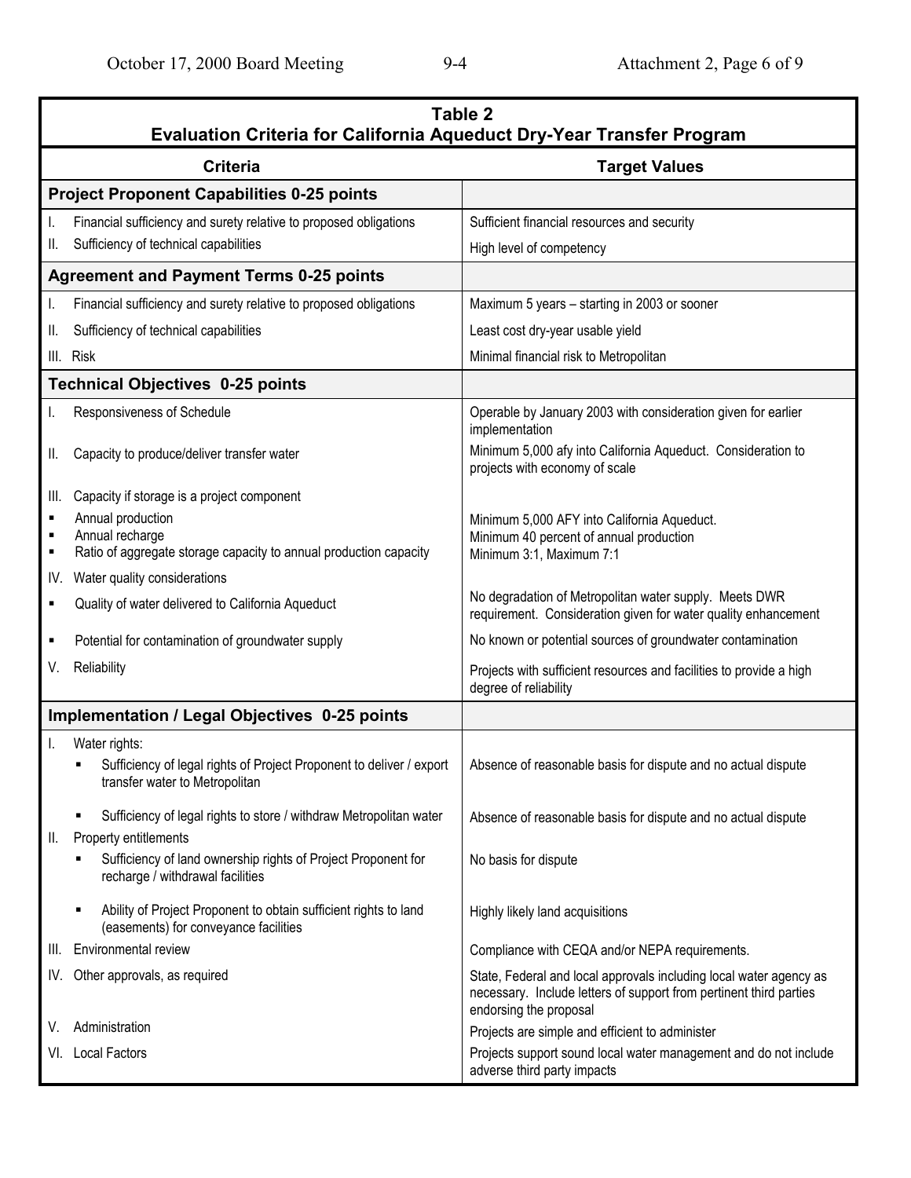**Table 2**
**Evaluation Criteria for California Aqueduct Dry-Year Transfer Program**

| Criteria | Target Values |
|---|---|
| **Project Proponent Capabilities 0-25 points** | |
| I. Financial sufficiency and surety relative to proposed obligations | Sufficient financial resources and security |
| II. Sufficiency of technical capabilities | High level of competency |
| **Agreement and Payment Terms 0-25 points** | |
| I. Financial sufficiency and surety relative to proposed obligations | Maximum 5 years – starting in 2003 or sooner |
| II. Sufficiency of technical capabilities | Least cost dry-year usable yield |
| III. Risk | Minimal financial risk to Metropolitan |
| **Technical Objectives 0-25 points** | |
| I. Responsiveness of Schedule | Operable by January 2003 with consideration given for earlier implementation |
| II. Capacity to produce/deliver transfer water | Minimum 5,000 afy into California Aqueduct. Consideration to projects with economy of scale |
| III. Capacity if storage is a project component | |
| ▪ Annual production | Minimum 5,000 AFY into California Aqueduct. |
| ▪ Annual recharge | Minimum 40 percent of annual production |
| ▪ Ratio of aggregate storage capacity to annual production capacity | Minimum 3:1, Maximum 7:1 |
| IV. Water quality considerations | |
| ▪ Quality of water delivered to California Aqueduct | No degradation of Metropolitan water supply. Meets DWR requirement. Consideration given for water quality enhancement |
| ▪ Potential for contamination of groundwater supply | No known or potential sources of groundwater contamination |
| V. Reliability | Projects with sufficient resources and facilities to provide a high degree of reliability |
| **Implementation / Legal Objectives 0-25 points** | |
| I. Water rights: | |
| ▪ Sufficiency of legal rights of Project Proponent to deliver / export transfer water to Metropolitan | Absence of reasonable basis for dispute and no actual dispute |
| ▪ Sufficiency of legal rights to store / withdraw Metropolitan water | Absence of reasonable basis for dispute and no actual dispute |
| II. Property entitlements | |
| ▪ Sufficiency of land ownership rights of Project Proponent for recharge / withdrawal facilities | No basis for dispute |
| ▪ Ability of Project Proponent to obtain sufficient rights to land (easements) for conveyance facilities | Highly likely land acquisitions |
| III. Environmental review | Compliance with CEQA and/or NEPA requirements. |
| IV. Other approvals, as required | State, Federal and local approvals including local water agency as necessary. Include letters of support from pertinent third parties endorsing the proposal |
| V. Administration | Projects are simple and efficient to administer |
| VI. Local Factors | Projects support sound local water management and do not include adverse third party impacts |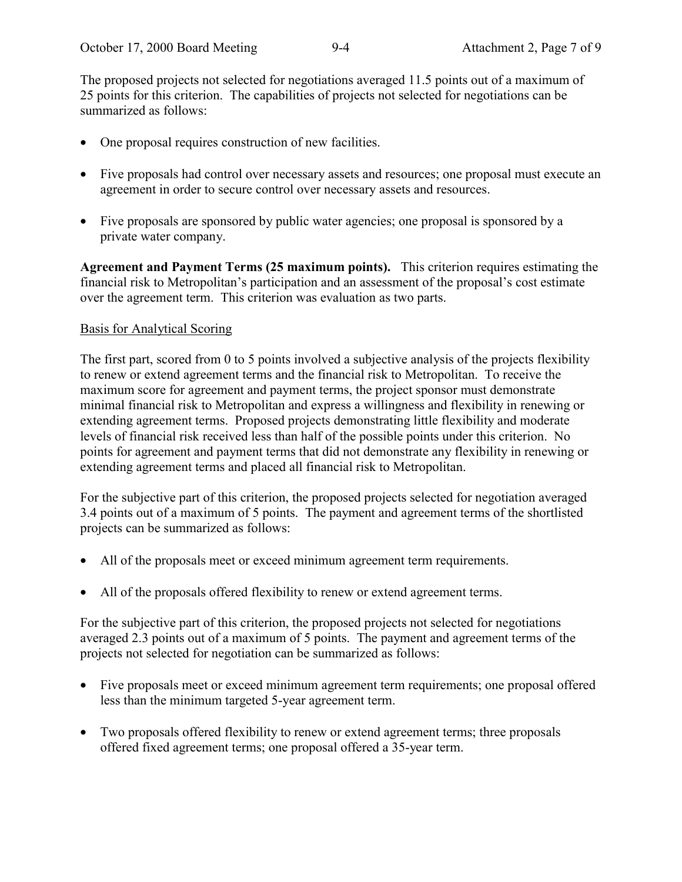The proposed projects not selected for negotiations averaged 11.5 points out of a maximum of 25 points for this criterion. The capabilities of projects not selected for negotiations can be summarized as follows:

- One proposal requires construction of new facilities.
- Five proposals had control over necessary assets and resources; one proposal must execute an agreement in order to secure control over necessary assets and resources.
- Five proposals are sponsored by public water agencies; one proposal is sponsored by a private water company.

**Agreement and Payment Terms (25 maximum points).** This criterion requires estimating the financial risk to Metropolitan's participation and an assessment of the proposal's cost estimate over the agreement term. This criterion was evaluation as two parts.

<u>Basis for Analytical Scoring</u>

The first part, scored from 0 to 5 points involved a subjective analysis of the projects flexibility to renew or extend agreement terms and the financial risk to Metropolitan. To receive the maximum score for agreement and payment terms, the project sponsor must demonstrate minimal financial risk to Metropolitan and express a willingness and flexibility in renewing or extending agreement terms. Proposed projects demonstrating little flexibility and moderate levels of financial risk received less than half of the possible points under this criterion. No points for agreement and payment terms that did not demonstrate any flexibility in renewing or extending agreement terms and placed all financial risk to Metropolitan.

For the subjective part of this criterion, the proposed projects selected for negotiation averaged 3.4 points out of a maximum of 5 points. The payment and agreement terms of the shortlisted projects can be summarized as follows:

- All of the proposals meet or exceed minimum agreement term requirements.
- All of the proposals offered flexibility to renew or extend agreement terms.

For the subjective part of this criterion, the proposed projects not selected for negotiations averaged 2.3 points out of a maximum of 5 points. The payment and agreement terms of the projects not selected for negotiation can be summarized as follows:

- Five proposals meet or exceed minimum agreement term requirements; one proposal offered less than the minimum targeted 5-year agreement term.
- Two proposals offered flexibility to renew or extend agreement terms; three proposals offered fixed agreement terms; one proposal offered a 35-year term.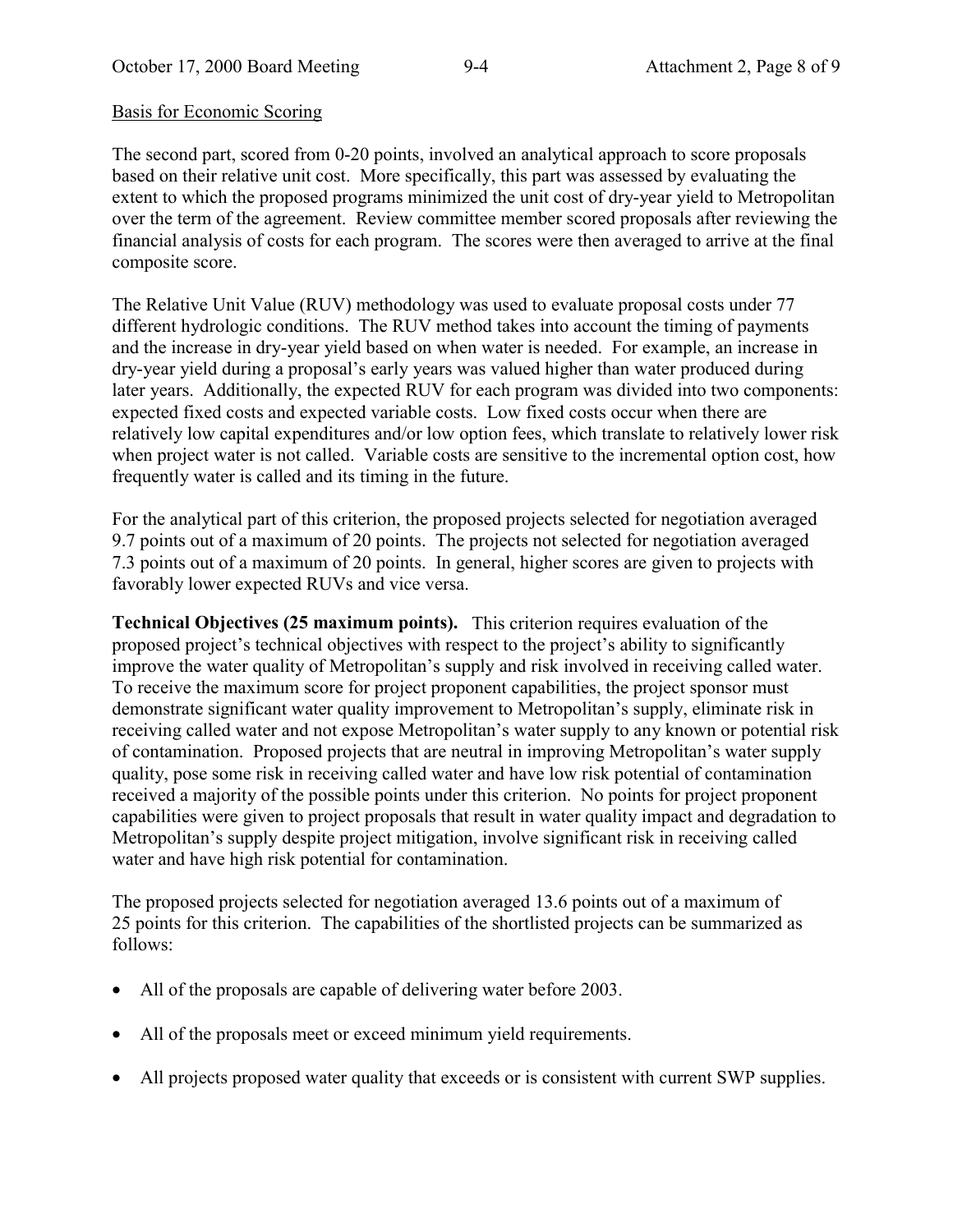Basis for Economic Scoring

The second part, scored from 0-20 points, involved an analytical approach to score proposals based on their relative unit cost. More specifically, this part was assessed by evaluating the extent to which the proposed programs minimized the unit cost of dry-year yield to Metropolitan over the term of the agreement. Review committee member scored proposals after reviewing the financial analysis of costs for each program. The scores were then averaged to arrive at the final composite score.

The Relative Unit Value (RUV) methodology was used to evaluate proposal costs under 77 different hydrologic conditions. The RUV method takes into account the timing of payments and the increase in dry-year yield based on when water is needed. For example, an increase in dry-year yield during a proposal's early years was valued higher than water produced during later years. Additionally, the expected RUV for each program was divided into two components: expected fixed costs and expected variable costs. Low fixed costs occur when there are relatively low capital expenditures and/or low option fees, which translate to relatively lower risk when project water is not called. Variable costs are sensitive to the incremental option cost, how frequently water is called and its timing in the future.

For the analytical part of this criterion, the proposed projects selected for negotiation averaged 9.7 points out of a maximum of 20 points. The projects not selected for negotiation averaged 7.3 points out of a maximum of 20 points. In general, higher scores are given to projects with favorably lower expected RUVs and vice versa.

**Technical Objectives (25 maximum points).** This criterion requires evaluation of the proposed project's technical objectives with respect to the project's ability to significantly improve the water quality of Metropolitan's supply and risk involved in receiving called water. To receive the maximum score for project proponent capabilities, the project sponsor must demonstrate significant water quality improvement to Metropolitan's supply, eliminate risk in receiving called water and not expose Metropolitan's water supply to any known or potential risk of contamination. Proposed projects that are neutral in improving Metropolitan's water supply quality, pose some risk in receiving called water and have low risk potential of contamination received a majority of the possible points under this criterion. No points for project proponent capabilities were given to project proposals that result in water quality impact and degradation to Metropolitan's supply despite project mitigation, involve significant risk in receiving called water and have high risk potential for contamination.

The proposed projects selected for negotiation averaged 13.6 points out of a maximum of 25 points for this criterion. The capabilities of the shortlisted projects can be summarized as follows:

- All of the proposals are capable of delivering water before 2003.
- All of the proposals meet or exceed minimum yield requirements.
- All projects proposed water quality that exceeds or is consistent with current SWP supplies.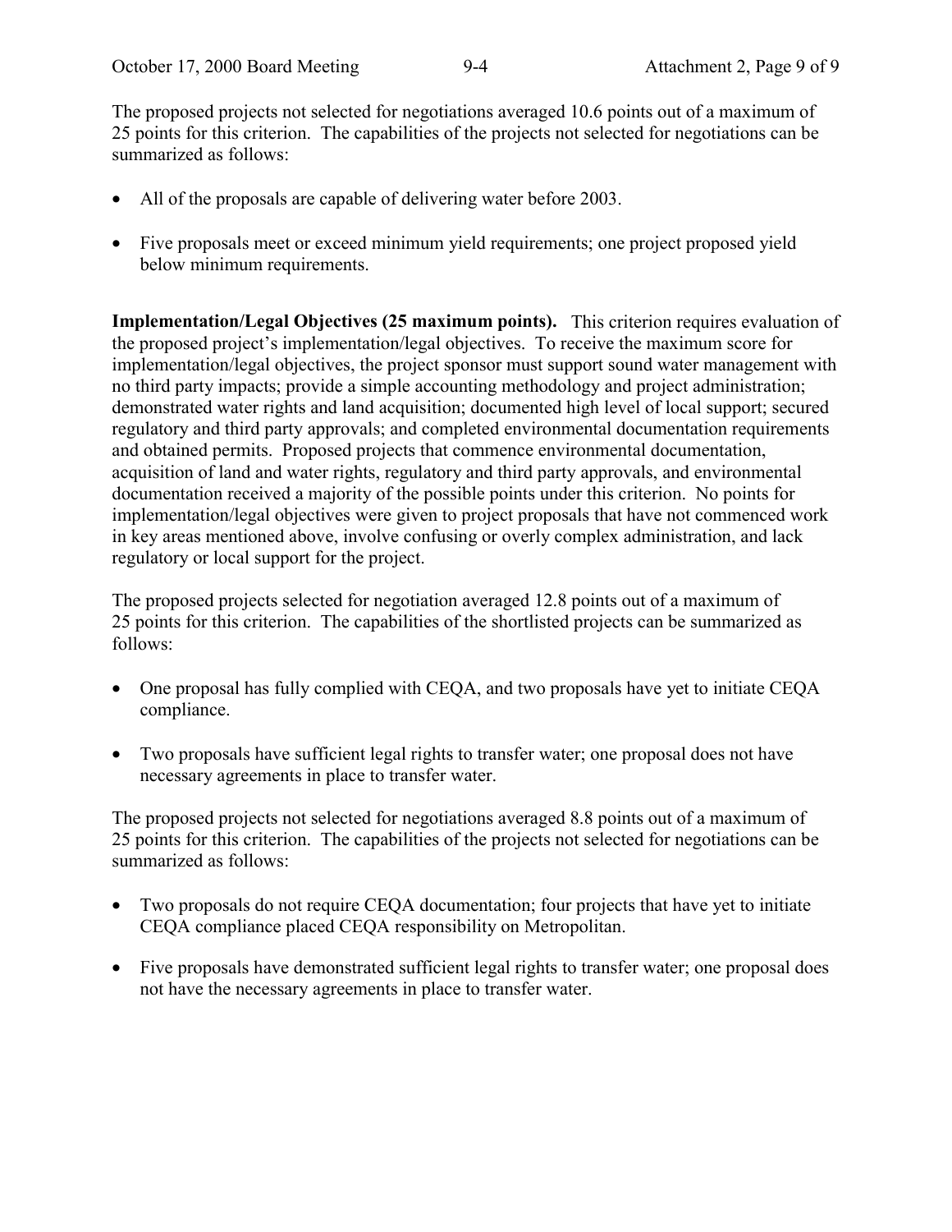The proposed projects not selected for negotiations averaged 10.6 points out of a maximum of 25 points for this criterion. The capabilities of the projects not selected for negotiations can be summarized as follows:

- All of the proposals are capable of delivering water before 2003.
- Five proposals meet or exceed minimum yield requirements; one project proposed yield below minimum requirements.

**Implementation/Legal Objectives (25 maximum points).** This criterion requires evaluation of the proposed project's implementation/legal objectives. To receive the maximum score for implementation/legal objectives, the project sponsor must support sound water management with no third party impacts; provide a simple accounting methodology and project administration; demonstrated water rights and land acquisition; documented high level of local support; secured regulatory and third party approvals; and completed environmental documentation requirements and obtained permits. Proposed projects that commence environmental documentation, acquisition of land and water rights, regulatory and third party approvals, and environmental documentation received a majority of the possible points under this criterion. No points for implementation/legal objectives were given to project proposals that have not commenced work in key areas mentioned above, involve confusing or overly complex administration, and lack regulatory or local support for the project.

The proposed projects selected for negotiation averaged 12.8 points out of a maximum of 25 points for this criterion. The capabilities of the shortlisted projects can be summarized as follows:

- One proposal has fully complied with CEQA, and two proposals have yet to initiate CEQA compliance.
- Two proposals have sufficient legal rights to transfer water; one proposal does not have necessary agreements in place to transfer water.

The proposed projects not selected for negotiations averaged 8.8 points out of a maximum of 25 points for this criterion. The capabilities of the projects not selected for negotiations can be summarized as follows:

- Two proposals do not require CEQA documentation; four projects that have yet to initiate CEQA compliance placed CEQA responsibility on Metropolitan.
- Five proposals have demonstrated sufficient legal rights to transfer water; one proposal does not have the necessary agreements in place to transfer water.